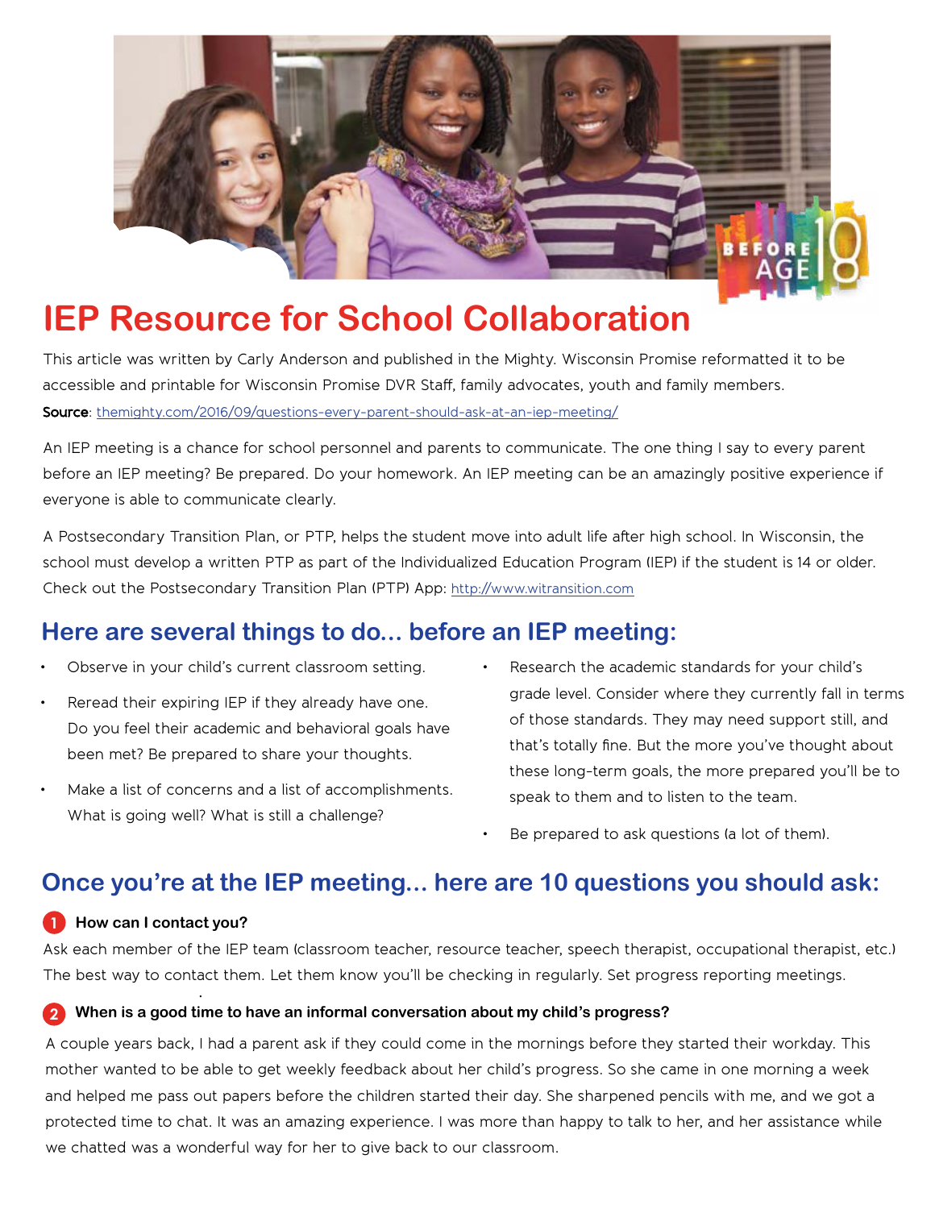# IEP Resource for School Collaboration

This article was written by Carly Anderson and published in the Mighty. Wisconsin Promise reformatted it to be accessible and printable for Wisconsin Promise DVR Staff, family advocates, youth and family members.

**Source**: themighty.com/2016/09/questions-every-parent-should-ask-at-an-iep-meeting/

An IEP meeting is a chance for school personnel and parents to communicate. The one thing I say to every parent before an IEP meeting? Be prepared. Do your homework. An IEP meeting can be an amazingly positive experience if everyone is able to communicate clearly.

A Postsecondary Transition Plan, or PTP, helps the student move into adult life after high school. In Wisconsin, the school must develop a written PTP as part of the Individualized Education Program (IEP) if the student is 14 or older. Check out the Postsecondary Transition Plan (PTP) App: http://www.witransition.com

## Here are several things to do... before an IEP meeting:

- Observe in your child's current classroom setting.
- Reread their expiring IEP if they already have one. Do you feel their academic and behavioral goals have been met? Be prepared to share your thoughts.
- Make a list of concerns and a list of accomplishments. What is going well? What is still a challenge?
- Research the academic standards for your child's grade level. Consider where they currently fall in terms of those standards. They may need support still, and that's totally fine. But the more you've thought about these long-term goals, the more prepared you'll be to speak to them and to listen to the team.
- Be prepared to ask questions (a lot of them).

## Once you're at the IEP meeting... here are 10 questions you should ask:

### 1 How can I contact you?

Ask each member of the IEP team (classroom teacher, resource teacher, speech therapist, occupational therapist, etc.) The best way to contact them. Let them know you'll be checking in regularly. Set progress reporting meetings.

### 2 When is a good time to have an informal conversation about my child's progress?

A couple years back, I had a parent ask if they could come in the mornings before they started their workday. This mother wanted to be able to get weekly feedback about her child's progress. So she came in one morning a week and helped me pass out papers before the children started their day. She sharpened pencils with me, and we got a protected time to chat. It was an amazing experience. I was more than happy to talk to her, and her assistance while we chatted was a wonderful way for her to give back to our classroom.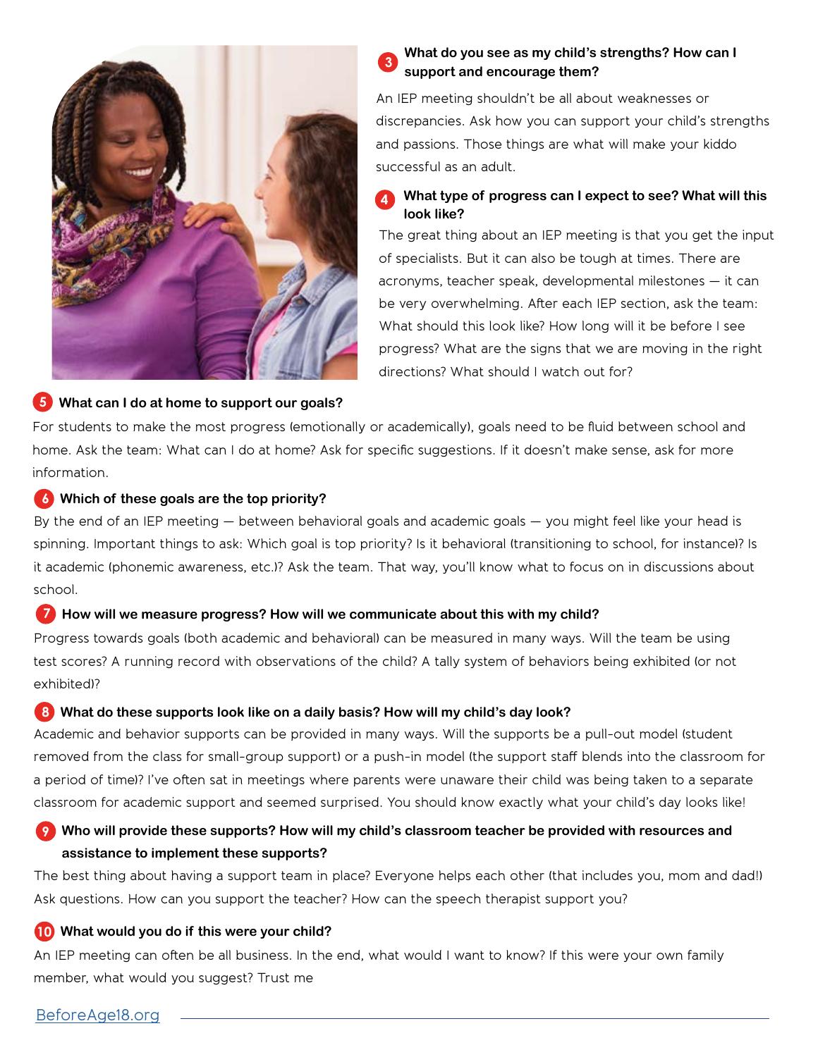### 3 What do you see as my child's strengths? How can I support and encourage them?

An IEP meeting shouldn't be all about weaknesses or discrepancies. Ask how you can support your child's strengths and passions. Those things are what will make your kiddo successful as an adult.

### 4 What type of progress can I expect to see? What will this look like?

The great thing about an IEP meeting is that you get the input of specialists. But it can also be tough at times. There are acronyms, teacher speak, developmental milestones — it can be very overwhelming. After each IEP section, ask the team: What should this look like? How long will it be before I see progress? What are the signs that we are moving in the right directions? What should I watch out for?

### 5 What can I do at home to support our goals?

For students to make the most progress (emotionally or academically), goals need to be fluid between school and home. Ask the team: What can I do at home? Ask for specific suggestions. If it doesn't make sense, ask for more information.

### 6 Which of these goals are the top priority?

By the end of an IEP meeting — between behavioral goals and academic goals — you might feel like your head is spinning. Important things to ask: Which goal is top priority? Is it behavioral (transitioning to school, for instance)? Is it academic (phonemic awareness, etc.)? Ask the team. That way, you'll know what to focus on in discussions about school.

### 7 How will we measure progress? How will we communicate about this with my child?

Progress towards goals (both academic and behavioral) can be measured in many ways. Will the team be using test scores? A running record with observations of the child? A tally system of behaviors being exhibited (or not exhibited)?

### 8 What do these supports look like on a daily basis? How will my child's day look?

Academic and behavior supports can be provided in many ways. Will the supports be a pull-out model (student removed from the class for small-group support) or a push-in model (the support staff blends into the classroom for a period of time)? I've often sat in meetings where parents were unaware their child was being taken to a separate classroom for academic support and seemed surprised. You should know exactly what your child's day looks like!

### 9 Who will provide these supports? How will my child's classroom teacher be provided with resources and assistance to implement these supports?

The best thing about having a support team in place? Everyone helps each other (that includes you, mom and dad!) Ask questions. How can you support the teacher? How can the speech therapist support you?

### 10 What would you do if this were your child?

An IEP meeting can often be all business. In the end, what would I want to know? If this were your own family member, what would you suggest? Trust me

BeforeAge18.org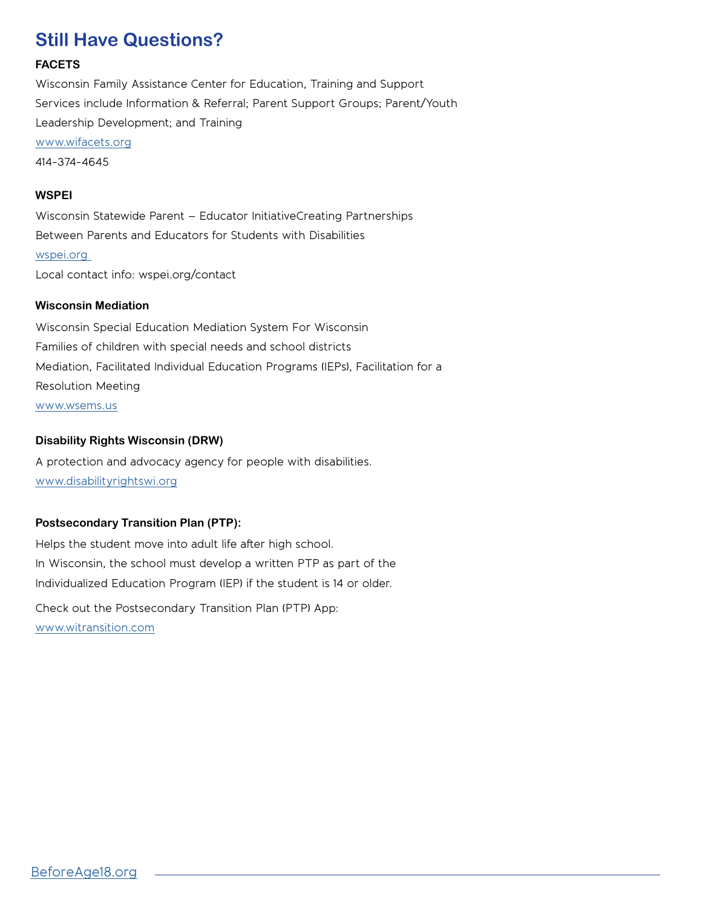## Still Have Questions?

**FACETS**

Wisconsin Family Assistance Center for Education, Training and Support Services include Information & Referral; Parent Support Groups; Parent/Youth Leadership Development; and Training

www.wifacets.org

414-374-4645

**WSPEI**

Wisconsin Statewide Parent – Educator InitiativeCreating Partnerships Between Parents and Educators for Students with Disabilities

wspei.org

Local contact info: wspei.org/contact

**Wisconsin Mediation**

Wisconsin Special Education Mediation System For Wisconsin Families of children with special needs and school districts Mediation, Facilitated Individual Education Programs (IEPs), Facilitation for a Resolution Meeting

www.wsems.us

**Disability Rights Wisconsin (DRW)**

A protection and advocacy agency for people with disabilities.

www.disabilityrightswi.org

**Postsecondary Transition Plan (PTP):**

Helps the student move into adult life after high school. In Wisconsin, the school must develop a written PTP as part of the Individualized Education Program (IEP) if the student is 14 or older.

Check out the Postsecondary Transition Plan (PTP) App:
www.witransition.com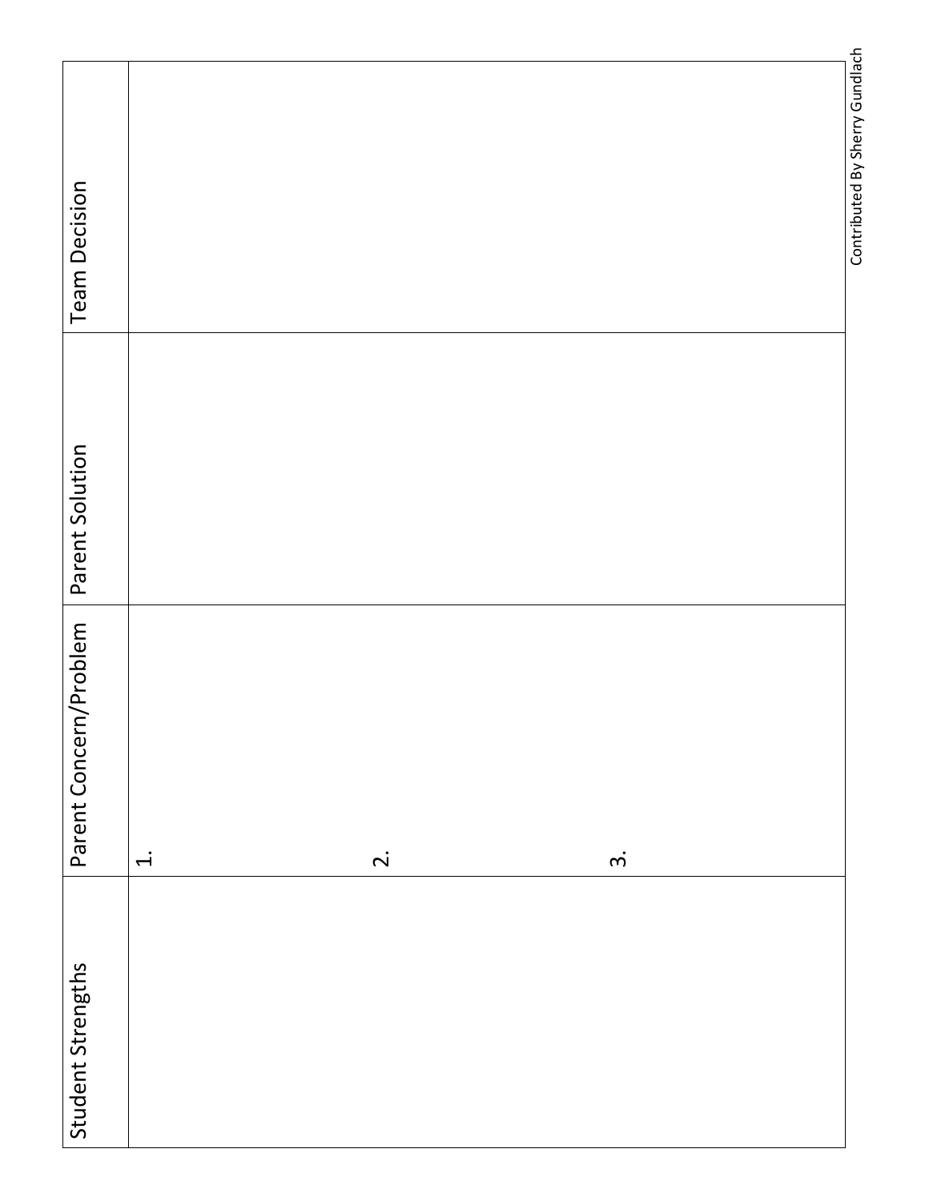| Student Strengths | Parent Concern/Problem | Parent Solution | Team Decision |
|---|---|---|---|
| | 1. | | |
| | 2. | | |
| | 3. | | |

Contributed By Sherry Gundlach